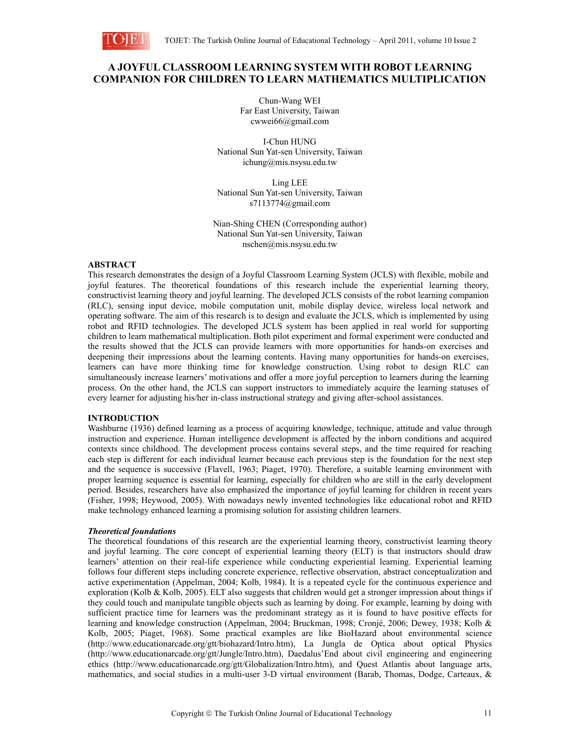# A JOYFUL CLASSROOM LEARNING SYSTEM WITH ROBOT LEARNING COMPANION FOR CHILDREN TO LEARN MATHEMATICS MULTIPLICATION

Chun-Wang WEI
Far East University, Taiwan
cwwei66@gmail.com

I-Chun HUNG
National Sun Yat-sen University, Taiwan
ichung@mis.nsysu.edu.tw

Ling LEE
National Sun Yat-sen University, Taiwan
s7113774@gmail.com

Nian-Shing CHEN (Corresponding author)
National Sun Yat-sen University, Taiwan
nschen@mis.nsysu.edu.tw

## ABSTRACT

This research demonstrates the design of a Joyful Classroom Learning System (JCLS) with flexible, mobile and joyful features. The theoretical foundations of this research include the experiential learning theory, constructivist learning theory and joyful learning. The developed JCLS consists of the robot learning companion (RLC), sensing input device, mobile computation unit, mobile display device, wireless local network and operating software. The aim of this research is to design and evaluate the JCLS, which is implemented by using robot and RFID technologies. The developed JCLS system has been applied in real world for supporting children to learn mathematical multiplication. Both pilot experiment and formal experiment were conducted and the results showed that the JCLS can provide learners with more opportunities for hands-on exercises and deepening their impressions about the learning contents. Having many opportunities for hands-on exercises, learners can have more thinking time for knowledge construction. Using robot to design RLC can simultaneously increase learners' motivations and offer a more joyful perception to learners during the learning process. On the other hand, the JCLS can support instructors to immediately acquire the learning statuses of every learner for adjusting his/her in-class instructional strategy and giving after-school assistances.

## INTRODUCTION

Washburne (1936) defined learning as a process of acquiring knowledge, technique, attitude and value through instruction and experience. Human intelligence development is affected by the inborn conditions and acquired contexts since childhood. The development process contains several steps, and the time required for reaching each step is different for each individual learner because each previous step is the foundation for the next step and the sequence is successive (Flavell, 1963; Piaget, 1970). Therefore, a suitable learning environment with proper learning sequence is essential for learning, especially for children who are still in the early development period. Besides, researchers have also emphasized the importance of joyful learning for children in recent years (Fisher, 1998; Heywood, 2005). With nowadays newly invented technologies like educational robot and RFID make technology enhanced learning a promising solution for assisting children learners.

### *Theoretical foundations*

The theoretical foundations of this research are the experiential learning theory, constructivist learning theory and joyful learning. The core concept of experiential learning theory (ELT) is that instructors should draw learners' attention on their real-life experience while conducting experiential learning. Experiential learning follows four different steps including concrete experience, reflective observation, abstract conceptualization and active experimentation (Appelman, 2004; Kolb, 1984). It is a repeated cycle for the continuous experience and exploration (Kolb & Kolb, 2005). ELT also suggests that children would get a stronger impression about things if they could touch and manipulate tangible objects such as learning by doing. For example, learning by doing with sufficient practice time for learners was the predominant strategy as it is found to have positive effects for learning and knowledge construction (Appelman, 2004; Bruckman, 1998; Cronjé, 2006; Dewey, 1938; Kolb & Kolb, 2005; Piaget, 1968). Some practical examples are like BioHazard about environmental science (http://www.educationarcade.org/gtt/biohazard/Intro.htm), La Jungla de Optica about optical Physics (http://www.educationarcade.org/gtt/Jungle/Intro.htm), Daedalus'End about civil engineering and engineering ethics (http://www.educationarcade.org/gtt/Globalization/Intro.htm), and Quest Atlantis about language arts, mathematics, and social studies in a multi-user 3-D virtual environment (Barab, Thomas, Dodge, Carteaux, &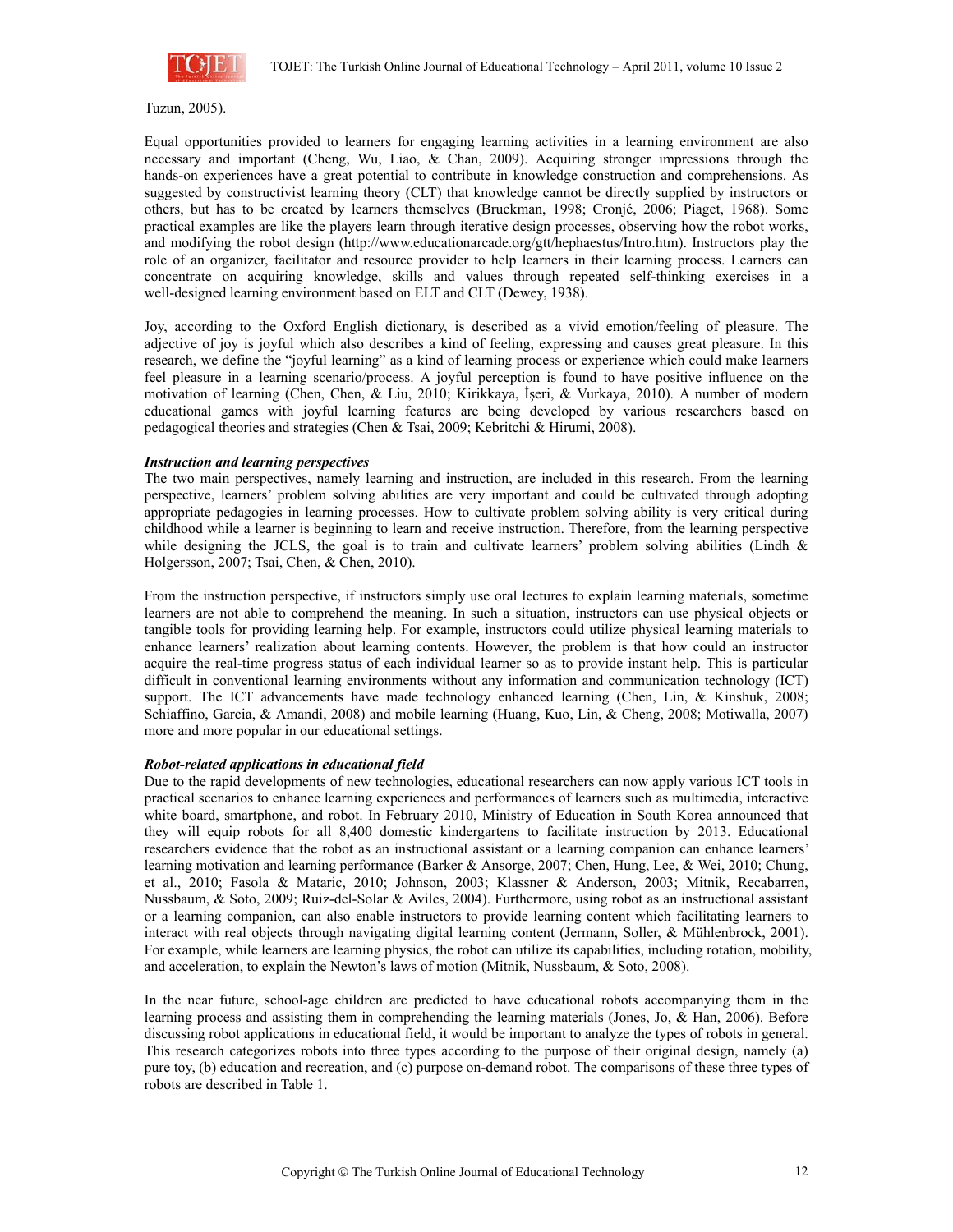Tuzun, 2005).

Equal opportunities provided to learners for engaging learning activities in a learning environment are also necessary and important (Cheng, Wu, Liao, & Chan, 2009). Acquiring stronger impressions through the hands-on experiences have a great potential to contribute in knowledge construction and comprehensions. As suggested by constructivist learning theory (CLT) that knowledge cannot be directly supplied by instructors or others, but has to be created by learners themselves (Bruckman, 1998; Cronjé, 2006; Piaget, 1968). Some practical examples are like the players learn through iterative design processes, observing how the robot works, and modifying the robot design (http://www.educationarcade.org/gtt/hephaestus/Intro.htm). Instructors play the role of an organizer, facilitator and resource provider to help learners in their learning process. Learners can concentrate on acquiring knowledge, skills and values through repeated self-thinking exercises in a well-designed learning environment based on ELT and CLT (Dewey, 1938).

Joy, according to the Oxford English dictionary, is described as a vivid emotion/feeling of pleasure. The adjective of joy is joyful which also describes a kind of feeling, expressing and causes great pleasure. In this research, we define the "joyful learning" as a kind of learning process or experience which could make learners feel pleasure in a learning scenario/process. A joyful perception is found to have positive influence on the motivation of learning (Chen, Chen, & Liu, 2010; Kirikkaya, İşeri, & Vurkaya, 2010). A number of modern educational games with joyful learning features are being developed by various researchers based on pedagogical theories and strategies (Chen & Tsai, 2009; Kebritchi & Hirumi, 2008).

***Instruction and learning perspectives***

The two main perspectives, namely learning and instruction, are included in this research. From the learning perspective, learners' problem solving abilities are very important and could be cultivated through adopting appropriate pedagogies in learning processes. How to cultivate problem solving ability is very critical during childhood while a learner is beginning to learn and receive instruction. Therefore, from the learning perspective while designing the JCLS, the goal is to train and cultivate learners' problem solving abilities (Lindh & Holgersson, 2007; Tsai, Chen, & Chen, 2010).

From the instruction perspective, if instructors simply use oral lectures to explain learning materials, sometime learners are not able to comprehend the meaning. In such a situation, instructors can use physical objects or tangible tools for providing learning help. For example, instructors could utilize physical learning materials to enhance learners' realization about learning contents. However, the problem is that how could an instructor acquire the real-time progress status of each individual learner so as to provide instant help. This is particular difficult in conventional learning environments without any information and communication technology (ICT) support. The ICT advancements have made technology enhanced learning (Chen, Lin, & Kinshuk, 2008; Schiaffino, Garcia, & Amandi, 2008) and mobile learning (Huang, Kuo, Lin, & Cheng, 2008; Motiwalla, 2007) more and more popular in our educational settings.

***Robot-related applications in educational field***

Due to the rapid developments of new technologies, educational researchers can now apply various ICT tools in practical scenarios to enhance learning experiences and performances of learners such as multimedia, interactive white board, smartphone, and robot. In February 2010, Ministry of Education in South Korea announced that they will equip robots for all 8,400 domestic kindergartens to facilitate instruction by 2013. Educational researchers evidence that the robot as an instructional assistant or a learning companion can enhance learners' learning motivation and learning performance (Barker & Ansorge, 2007; Chen, Hung, Lee, & Wei, 2010; Chung, et al., 2010; Fasola & Mataric, 2010; Johnson, 2003; Klassner & Anderson, 2003; Mitnik, Recabarren, Nussbaum, & Soto, 2009; Ruiz-del-Solar & Aviles, 2004). Furthermore, using robot as an instructional assistant or a learning companion, can also enable instructors to provide learning content which facilitating learners to interact with real objects through navigating digital learning content (Jermann, Soller, & Mühlenbrock, 2001). For example, while learners are learning physics, the robot can utilize its capabilities, including rotation, mobility, and acceleration, to explain the Newton's laws of motion (Mitnik, Nussbaum, & Soto, 2008).

In the near future, school-age children are predicted to have educational robots accompanying them in the learning process and assisting them in comprehending the learning materials (Jones, Jo, & Han, 2006). Before discussing robot applications in educational field, it would be important to analyze the types of robots in general. This research categorizes robots into three types according to the purpose of their original design, namely (a) pure toy, (b) education and recreation, and (c) purpose on-demand robot. The comparisons of these three types of robots are described in Table 1.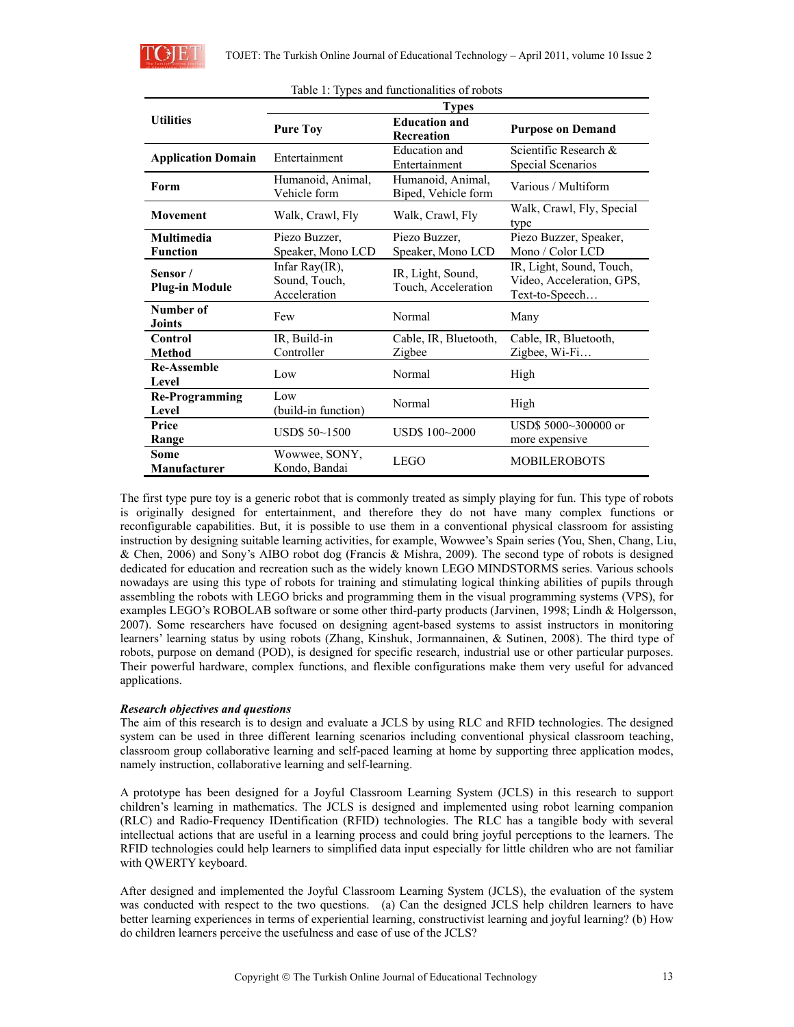Table 1: Types and functionalities of robots

| Utilities | Types | | |
|---|---|---|---|
| | **Pure Toy** | **Education and Recreation** | **Purpose on Demand** |
| **Application Domain** | Entertainment | Education and Entertainment | Scientific Research & Special Scenarios |
| **Form** | Humanoid, Animal, Vehicle form | Humanoid, Animal, Biped, Vehicle form | Various / Multiform |
| **Movement** | Walk, Crawl, Fly | Walk, Crawl, Fly | Walk, Crawl, Fly, Special type |
| **Multimedia Function** | Piezo Buzzer, Speaker, Mono LCD | Piezo Buzzer, Speaker, Mono LCD | Piezo Buzzer, Speaker, Mono / Color LCD |
| **Sensor / Plug-in Module** | Infar Ray(IR), Sound, Touch, Acceleration | IR, Light, Sound, Touch, Acceleration | IR, Light, Sound, Touch, Video, Acceleration, GPS, Text-to-Speech… |
| **Number of Joints** | Few | Normal | Many |
| **Control Method** | IR, Build-in Controller | Cable, IR, Bluetooth, Zigbee | Cable, IR, Bluetooth, Zigbee, Wi-Fi… |
| **Re-Assemble Level** | Low | Normal | High |
| **Re-Programming Level** | Low (build-in function) | Normal | High |
| **Price Range** | USD$ 50~1500 | USD$ 100~2000 | USD$ 5000~300000 or more expensive |
| **Some Manufacturer** | Wowwee, SONY, Kondo, Bandai | LEGO | MOBILEROBOTS |

The first type pure toy is a generic robot that is commonly treated as simply playing for fun. This type of robots is originally designed for entertainment, and therefore they do not have many complex functions or reconfigurable capabilities. But, it is possible to use them in a conventional physical classroom for assisting instruction by designing suitable learning activities, for example, Wowwee's Spain series (You, Shen, Chang, Liu, & Chen, 2006) and Sony's AIBO robot dog (Francis & Mishra, 2009). The second type of robots is designed dedicated for education and recreation such as the widely known LEGO MINDSTORMS series. Various schools nowadays are using this type of robots for training and stimulating logical thinking abilities of pupils through assembling the robots with LEGO bricks and programming them in the visual programming systems (VPS), for examples LEGO's ROBOLAB software or some other third-party products (Jarvinen, 1998; Lindh & Holgersson, 2007). Some researchers have focused on designing agent-based systems to assist instructors in monitoring learners' learning status by using robots (Zhang, Kinshuk, Jormannainen, & Sutinen, 2008). The third type of robots, purpose on demand (POD), is designed for specific research, industrial use or other particular purposes. Their powerful hardware, complex functions, and flexible configurations make them very useful for advanced applications.

***Research objectives and questions***

The aim of this research is to design and evaluate a JCLS by using RLC and RFID technologies. The designed system can be used in three different learning scenarios including conventional physical classroom teaching, classroom group collaborative learning and self-paced learning at home by supporting three application modes, namely instruction, collaborative learning and self-learning.

A prototype has been designed for a Joyful Classroom Learning System (JCLS) in this research to support children's learning in mathematics. The JCLS is designed and implemented using robot learning companion (RLC) and Radio-Frequency IDentification (RFID) technologies. The RLC has a tangible body with several intellectual actions that are useful in a learning process and could bring joyful perceptions to the learners. The RFID technologies could help learners to simplified data input especially for little children who are not familiar with QWERTY keyboard.

After designed and implemented the Joyful Classroom Learning System (JCLS), the evaluation of the system was conducted with respect to the two questions. (a) Can the designed JCLS help children learners to have better learning experiences in terms of experiential learning, constructivist learning and joyful learning? (b) How do children learners perceive the usefulness and ease of use of the JCLS?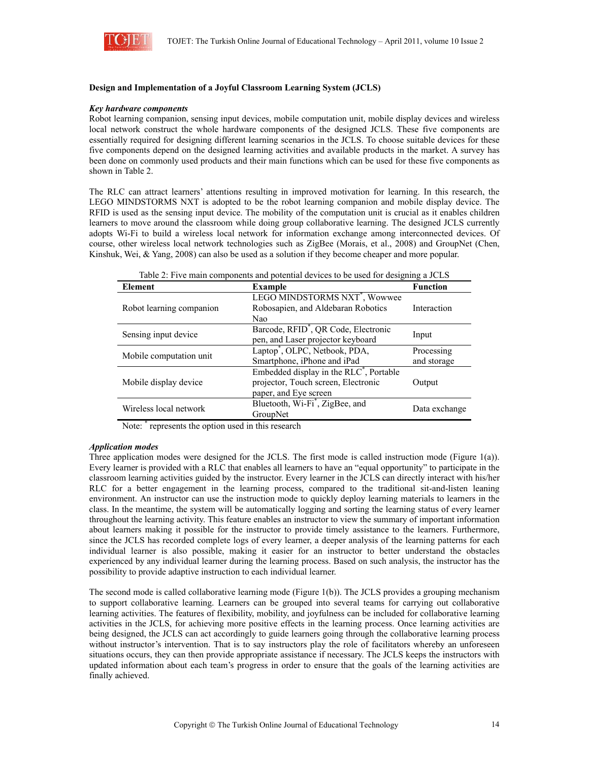**Design and Implementation of a Joyful Classroom Learning System (JCLS)**

***Key hardware components***

Robot learning companion, sensing input devices, mobile computation unit, mobile display devices and wireless local network construct the whole hardware components of the designed JCLS. These five components are essentially required for designing different learning scenarios in the JCLS. To choose suitable devices for these five components depend on the designed learning activities and available products in the market. A survey has been done on commonly used products and their main functions which can be used for these five components as shown in Table 2.

The RLC can attract learners' attentions resulting in improved motivation for learning. In this research, the LEGO MINDSTORMS NXT is adopted to be the robot learning companion and mobile display device. The RFID is used as the sensing input device. The mobility of the computation unit is crucial as it enables children learners to move around the classroom while doing group collaborative learning. The designed JCLS currently adopts Wi-Fi to build a wireless local network for information exchange among interconnected devices. Of course, other wireless local network technologies such as ZigBee (Morais, et al., 2008) and GroupNet (Chen, Kinshuk, Wei, & Yang, 2008) can also be used as a solution if they become cheaper and more popular.

Table 2: Five main components and potential devices to be used for designing a JCLS

| Element | Example | Function |
|---|---|---|
| Robot learning companion | LEGO MINDSTORMS NXT*, Wowwee Robosapien, and Aldebaran Robotics Nao | Interaction |
| Sensing input device | Barcode, RFID*, QR Code, Electronic pen, and Laser projector keyboard | Input |
| Mobile computation unit | Laptop*, OLPC, Netbook, PDA, Smartphone, iPhone and iPad | Processing and storage |
| Mobile display device | Embedded display in the RLC*, Portable projector, Touch screen, Electronic paper, and Eye screen | Output |
| Wireless local network | Bluetooth, Wi-Fi*, ZigBee, and GroupNet | Data exchange |

Note: * represents the option used in this research

***Application modes***

Three application modes were designed for the JCLS. The first mode is called instruction mode (Figure 1(a)). Every learner is provided with a RLC that enables all learners to have an "equal opportunity" to participate in the classroom learning activities guided by the instructor. Every learner in the JCLS can directly interact with his/her RLC for a better engagement in the learning process, compared to the traditional sit-and-listen leaning environment. An instructor can use the instruction mode to quickly deploy learning materials to learners in the class. In the meantime, the system will be automatically logging and sorting the learning status of every learner throughout the learning activity. This feature enables an instructor to view the summary of important information about learners making it possible for the instructor to provide timely assistance to the learners. Furthermore, since the JCLS has recorded complete logs of every learner, a deeper analysis of the learning patterns for each individual learner is also possible, making it easier for an instructor to better understand the obstacles experienced by any individual learner during the learning process. Based on such analysis, the instructor has the possibility to provide adaptive instruction to each individual learner.

The second mode is called collaborative learning mode (Figure 1(b)). The JCLS provides a grouping mechanism to support collaborative learning. Learners can be grouped into several teams for carrying out collaborative learning activities. The features of flexibility, mobility, and joyfulness can be included for collaborative learning activities in the JCLS, for achieving more positive effects in the learning process. Once learning activities are being designed, the JCLS can act accordingly to guide learners going through the collaborative learning process without instructor's intervention. That is to say instructors play the role of facilitators whereby an unforeseen situations occurs, they can then provide appropriate assistance if necessary. The JCLS keeps the instructors with updated information about each team's progress in order to ensure that the goals of the learning activities are finally achieved.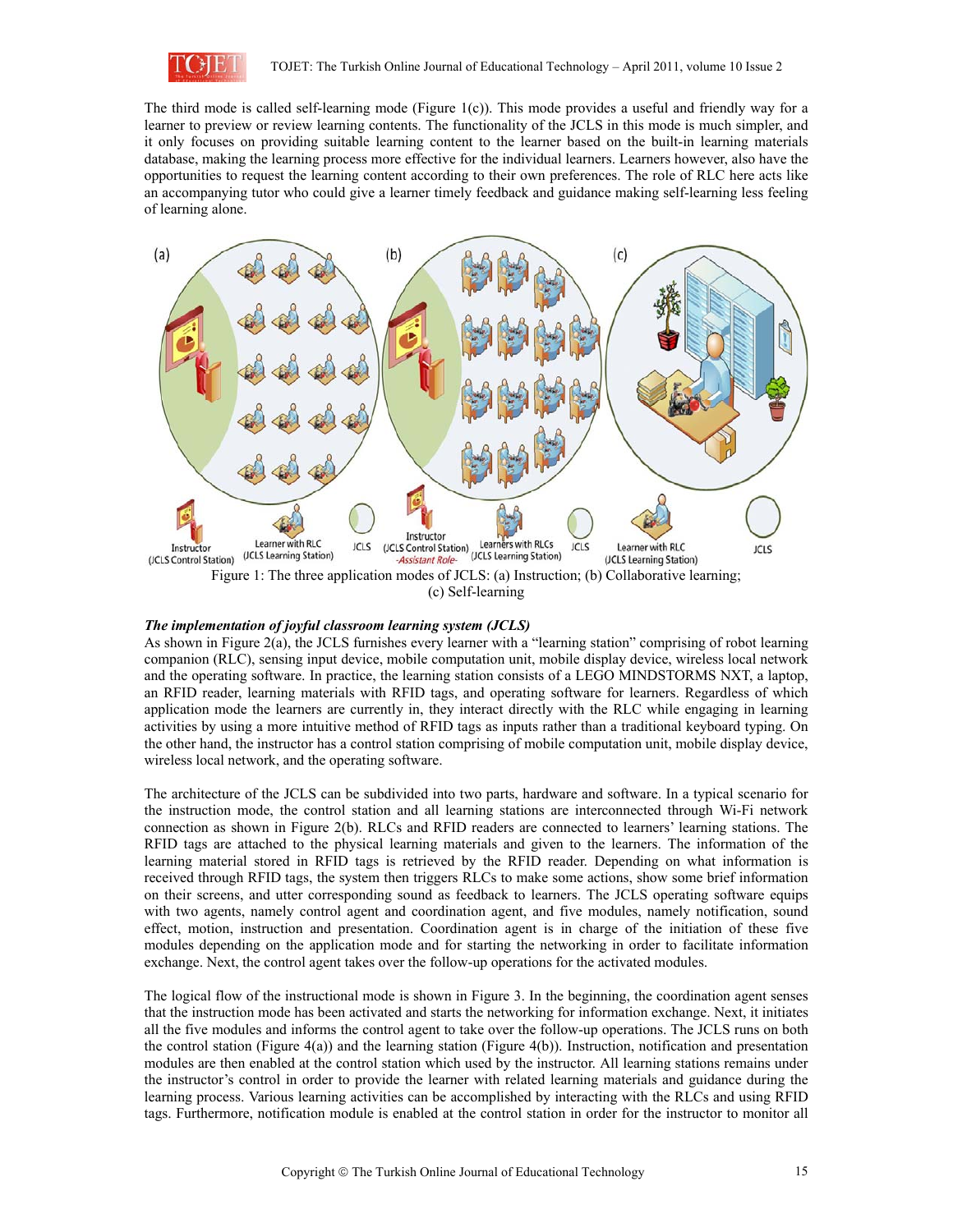The third mode is called self-learning mode (Figure 1(c)). This mode provides a useful and friendly way for a learner to preview or review learning contents. The functionality of the JCLS in this mode is much simpler, and it only focuses on providing suitable learning content to the learner based on the built-in learning materials database, making the learning process more effective for the individual learners. Learners however, also have the opportunities to request the learning content according to their own preferences. The role of RLC here acts like an accompanying tutor who could give a learner timely feedback and guidance making self-learning less feeling of learning alone.

Figure 1: The three application modes of JCLS: (a) Instruction; (b) Collaborative learning; (c) Self-learning

***The implementation of joyful classroom learning system (JCLS)***

As shown in Figure 2(a), the JCLS furnishes every learner with a "learning station" comprising of robot learning companion (RLC), sensing input device, mobile computation unit, mobile display device, wireless local network and the operating software. In practice, the learning station consists of a LEGO MINDSTORMS NXT, a laptop, an RFID reader, learning materials with RFID tags, and operating software for learners. Regardless of which application mode the learners are currently in, they interact directly with the RLC while engaging in learning activities by using a more intuitive method of RFID tags as inputs rather than a traditional keyboard typing. On the other hand, the instructor has a control station comprising of mobile computation unit, mobile display device, wireless local network, and the operating software.

The architecture of the JCLS can be subdivided into two parts, hardware and software. In a typical scenario for the instruction mode, the control station and all learning stations are interconnected through Wi-Fi network connection as shown in Figure 2(b). RLCs and RFID readers are connected to learners' learning stations. The RFID tags are attached to the physical learning materials and given to the learners. The information of the learning material stored in RFID tags is retrieved by the RFID reader. Depending on what information is received through RFID tags, the system then triggers RLCs to make some actions, show some brief information on their screens, and utter corresponding sound as feedback to learners. The JCLS operating software equips with two agents, namely control agent and coordination agent, and five modules, namely notification, sound effect, motion, instruction and presentation. Coordination agent is in charge of the initiation of these five modules depending on the application mode and for starting the networking in order to facilitate information exchange. Next, the control agent takes over the follow-up operations for the activated modules.

The logical flow of the instructional mode is shown in Figure 3. In the beginning, the coordination agent senses that the instruction mode has been activated and starts the networking for information exchange. Next, it initiates all the five modules and informs the control agent to take over the follow-up operations. The JCLS runs on both the control station (Figure 4(a)) and the learning station (Figure 4(b)). Instruction, notification and presentation modules are then enabled at the control station which used by the instructor. All learning stations remains under the instructor's control in order to provide the learner with related learning materials and guidance during the learning process. Various learning activities can be accomplished by interacting with the RLCs and using RFID tags. Furthermore, notification module is enabled at the control station in order for the instructor to monitor all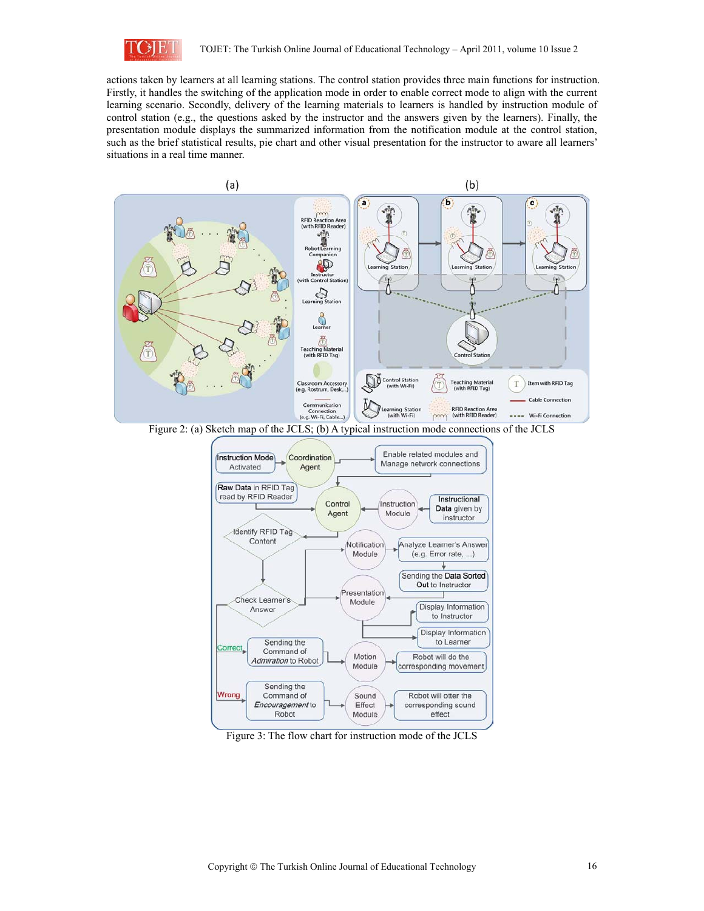actions taken by learners at all learning stations. The control station provides three main functions for instruction. Firstly, it handles the switching of the application mode in order to enable correct mode to align with the current learning scenario. Secondly, delivery of the learning materials to learners is handled by instruction module of control station (e.g., the questions asked by the instructor and the answers given by the learners). Finally, the presentation module displays the summarized information from the notification module at the control station, such as the brief statistical results, pie chart and other visual presentation for the instructor to aware all learners' situations in a real time manner.

Figure 2: (a) Sketch map of the JCLS; (b) A typical instruction mode connections of the JCLS

Figure 3: The flow chart for instruction mode of the JCLS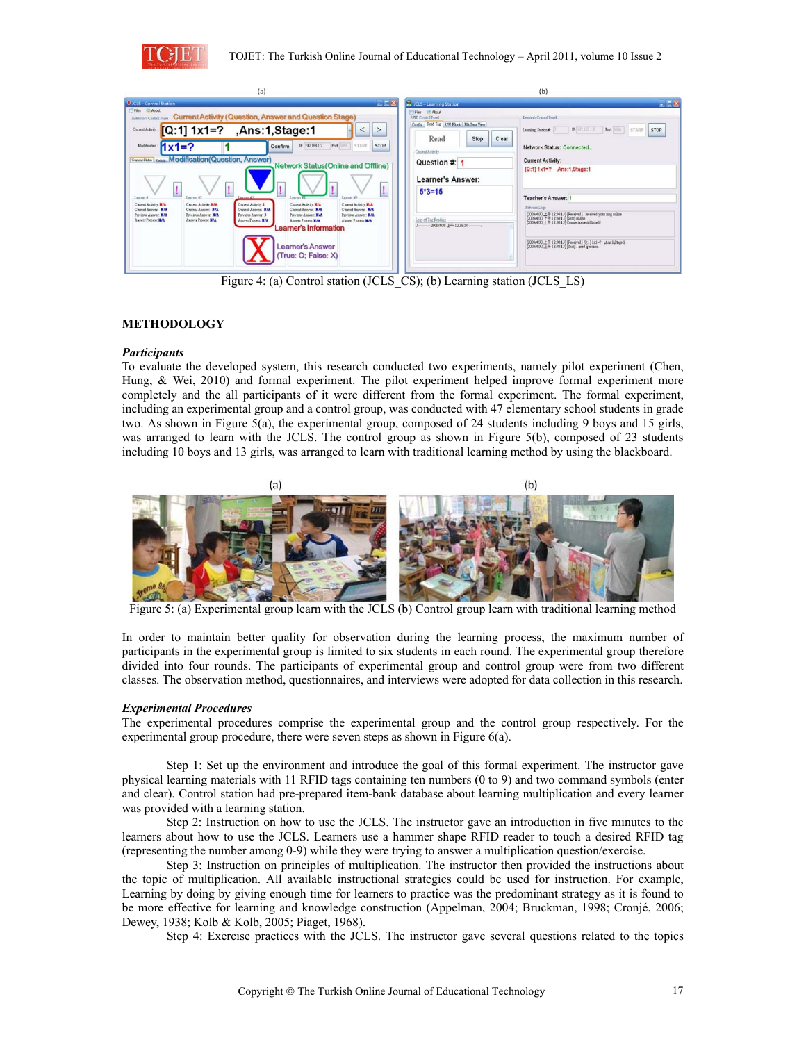Figure 4: (a) Control station (JCLS_CS); (b) Learning station (JCLS_LS)

## METHODOLOGY

### *Participants*

To evaluate the developed system, this research conducted two experiments, namely pilot experiment (Chen, Hung, & Wei, 2010) and formal experiment. The pilot experiment helped improve formal experiment more completely and the all participants of it were different from the formal experiment. The formal experiment, including an experimental group and a control group, was conducted with 47 elementary school students in grade two. As shown in Figure 5(a), the experimental group, composed of 24 students including 9 boys and 15 girls, was arranged to learn with the JCLS. The control group as shown in Figure 5(b), composed of 23 students including 10 boys and 13 girls, was arranged to learn with traditional learning method by using the blackboard.

Figure 5: (a) Experimental group learn with the JCLS (b) Control group learn with traditional learning method

In order to maintain better quality for observation during the learning process, the maximum number of participants in the experimental group is limited to six students in each round. The experimental group therefore divided into four rounds. The participants of experimental group and control group were from two different classes. The observation method, questionnaires, and interviews were adopted for data collection in this research.

### *Experimental Procedures*

The experimental procedures comprise the experimental group and the control group respectively. For the experimental group procedure, there were seven steps as shown in Figure 6(a).

Step 1: Set up the environment and introduce the goal of this formal experiment. The instructor gave physical learning materials with 11 RFID tags containing ten numbers (0 to 9) and two command symbols (enter and clear). Control station had pre-prepared item-bank database about learning multiplication and every learner was provided with a learning station.

Step 2: Instruction on how to use the JCLS. The instructor gave an introduction in five minutes to the learners about how to use the JCLS. Learners use a hammer shape RFID reader to touch a desired RFID tag (representing the number among 0-9) while they were trying to answer a multiplication question/exercise.

Step 3: Instruction on principles of multiplication. The instructor then provided the instructions about the topic of multiplication. All available instructional strategies could be used for instruction. For example, Learning by doing by giving enough time for learners to practice was the predominant strategy as it is found to be more effective for learning and knowledge construction (Appelman, 2004; Bruckman, 1998; Cronjé, 2006; Dewey, 1938; Kolb & Kolb, 2005; Piaget, 1968).

Step 4: Exercise practices with the JCLS. The instructor gave several questions related to the topics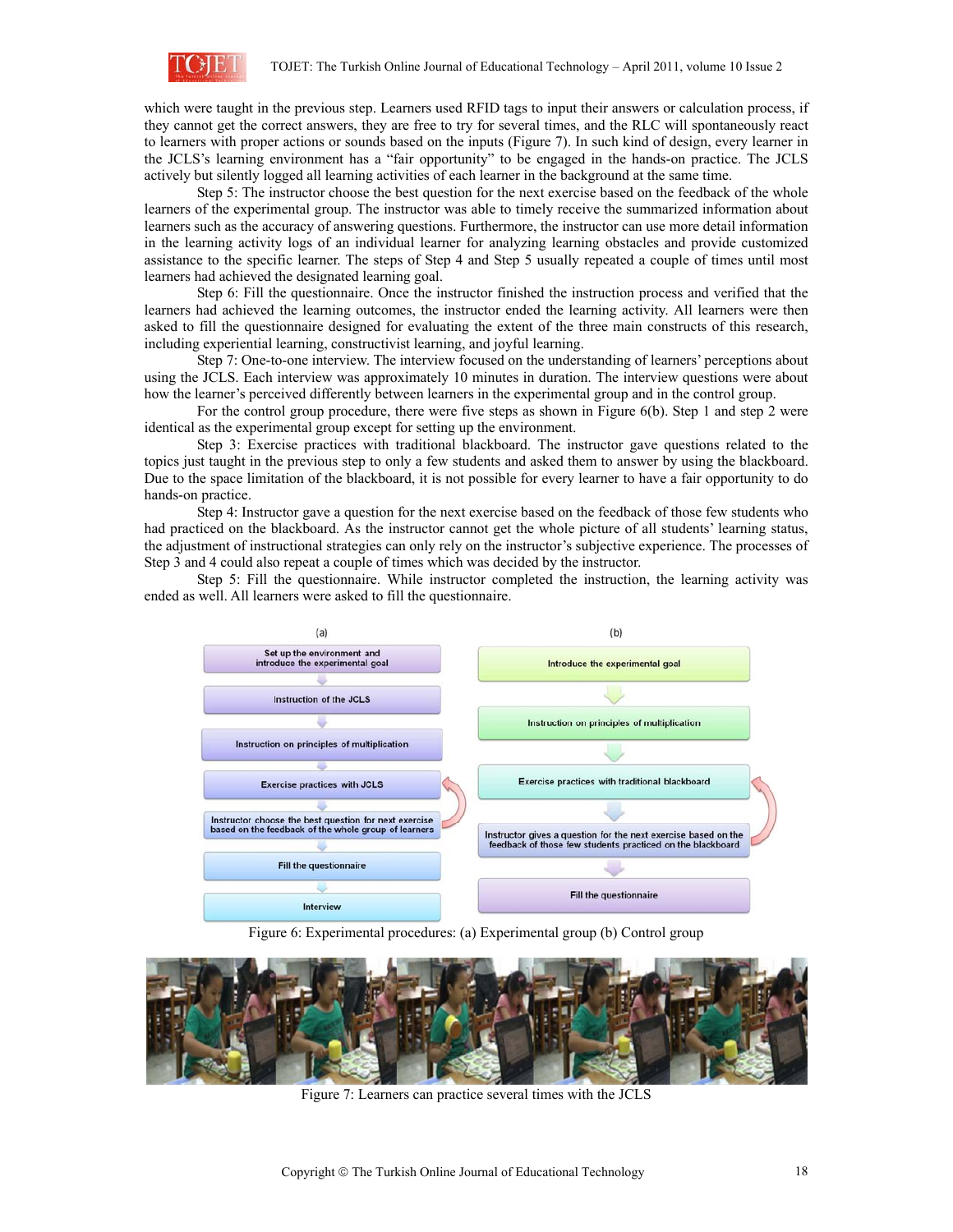which were taught in the previous step. Learners used RFID tags to input their answers or calculation process, if they cannot get the correct answers, they are free to try for several times, and the RLC will spontaneously react to learners with proper actions or sounds based on the inputs (Figure 7). In such kind of design, every learner in the JCLS's learning environment has a "fair opportunity" to be engaged in the hands-on practice. The JCLS actively but silently logged all learning activities of each learner in the background at the same time.

Step 5: The instructor choose the best question for the next exercise based on the feedback of the whole learners of the experimental group. The instructor was able to timely receive the summarized information about learners such as the accuracy of answering questions. Furthermore, the instructor can use more detail information in the learning activity logs of an individual learner for analyzing learning obstacles and provide customized assistance to the specific learner. The steps of Step 4 and Step 5 usually repeated a couple of times until most learners had achieved the designated learning goal.

Step 6: Fill the questionnaire. Once the instructor finished the instruction process and verified that the learners had achieved the learning outcomes, the instructor ended the learning activity. All learners were then asked to fill the questionnaire designed for evaluating the extent of the three main constructs of this research, including experiential learning, constructivist learning, and joyful learning.

Step 7: One-to-one interview. The interview focused on the understanding of learners' perceptions about using the JCLS. Each interview was approximately 10 minutes in duration. The interview questions were about how the learner's perceived differently between learners in the experimental group and in the control group.

For the control group procedure, there were five steps as shown in Figure 6(b). Step 1 and step 2 were identical as the experimental group except for setting up the environment.

Step 3: Exercise practices with traditional blackboard. The instructor gave questions related to the topics just taught in the previous step to only a few students and asked them to answer by using the blackboard. Due to the space limitation of the blackboard, it is not possible for every learner to have a fair opportunity to do hands-on practice.

Step 4: Instructor gave a question for the next exercise based on the feedback of those few students who had practiced on the blackboard. As the instructor cannot get the whole picture of all students' learning status, the adjustment of instructional strategies can only rely on the instructor's subjective experience. The processes of Step 3 and 4 could also repeat a couple of times which was decided by the instructor.

Step 5: Fill the questionnaire. While instructor completed the instruction, the learning activity was ended as well. All learners were asked to fill the questionnaire.

(a)

- Set up the environment and introduce the experimental goal
- Instruction of the JCLS
- Instruction on principles of multiplication
- Exercise practices with JCLS
- Instructor choose the best question for next exercise based on the feedback of the whole group of learners
- Fill the questionnaire
- Interview

(b)

- Introduce the experimental goal
- Instruction on principles of multiplication
- Exercise practices with traditional blackboard
- Instructor gives a question for the next exercise based on the feedback of those few students practiced on the blackboard
- Fill the questionnaire

Figure 6: Experimental procedures: (a) Experimental group (b) Control group

Figure 7: Learners can practice several times with the JCLS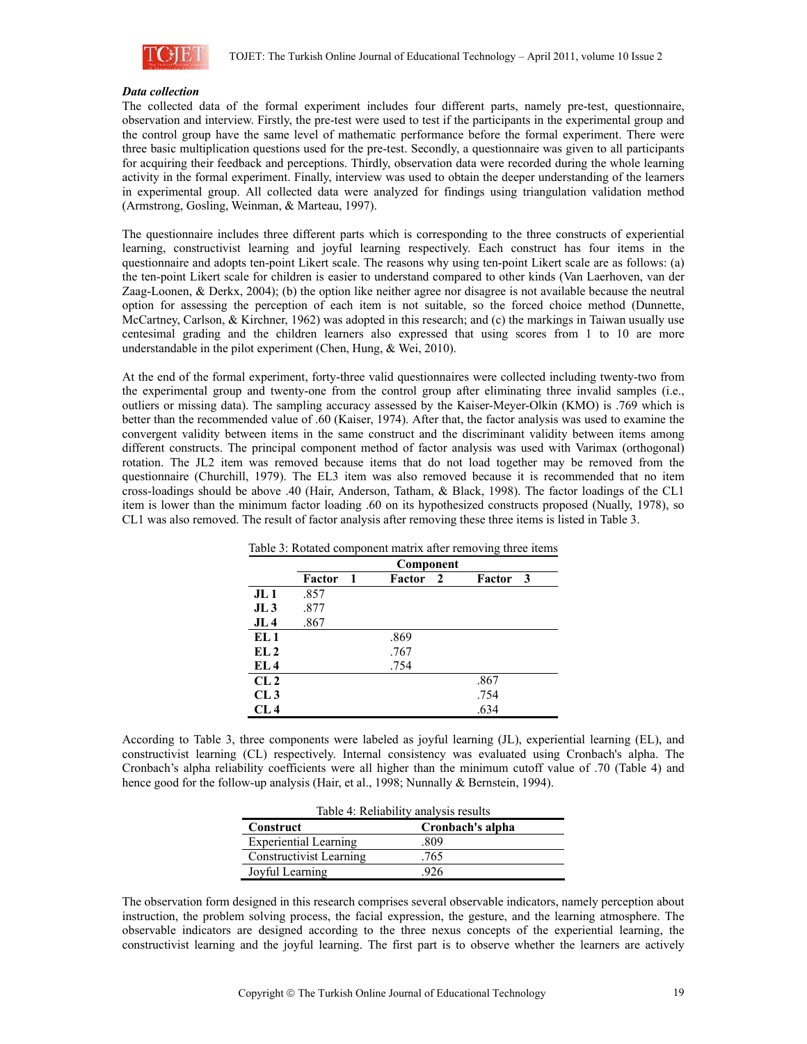### *Data collection*

The collected data of the formal experiment includes four different parts, namely pre-test, questionnaire, observation and interview. Firstly, the pre-test were used to test if the participants in the experimental group and the control group have the same level of mathematic performance before the formal experiment. There were three basic multiplication questions used for the pre-test. Secondly, a questionnaire was given to all participants for acquiring their feedback and perceptions. Thirdly, observation data were recorded during the whole learning activity in the formal experiment. Finally, interview was used to obtain the deeper understanding of the learners in experimental group. All collected data were analyzed for findings using triangulation validation method (Armstrong, Gosling, Weinman, & Marteau, 1997).

The questionnaire includes three different parts which is corresponding to the three constructs of experiential learning, constructivist learning and joyful learning respectively. Each construct has four items in the questionnaire and adopts ten-point Likert scale. The reasons why using ten-point Likert scale are as follows: (a) the ten-point Likert scale for children is easier to understand compared to other kinds (Van Laerhoven, van der Zaag-Loonen, & Derkx, 2004); (b) the option like neither agree nor disagree is not available because the neutral option for assessing the perception of each item is not suitable, so the forced choice method (Dunnette, McCartney, Carlson, & Kirchner, 1962) was adopted in this research; and (c) the markings in Taiwan usually use centesimal grading and the children learners also expressed that using scores from 1 to 10 are more understandable in the pilot experiment (Chen, Hung, & Wei, 2010).

At the end of the formal experiment, forty-three valid questionnaires were collected including twenty-two from the experimental group and twenty-one from the control group after eliminating three invalid samples (i.e., outliers or missing data). The sampling accuracy assessed by the Kaiser-Meyer-Olkin (KMO) is .769 which is better than the recommended value of .60 (Kaiser, 1974). After that, the factor analysis was used to examine the convergent validity between items in the same construct and the discriminant validity between items among different constructs. The principal component method of factor analysis was used with Varimax (orthogonal) rotation. The JL2 item was removed because items that do not load together may be removed from the questionnaire (Churchill, 1979). The EL3 item was also removed because it is recommended that no item cross-loadings should be above .40 (Hair, Anderson, Tatham, & Black, 1998). The factor loadings of the CL1 item is lower than the minimum factor loading .60 on its hypothesized constructs proposed (Nually, 1978), so CL1 was also removed. The result of factor analysis after removing these three items is listed in Table 3.

Table 3: Rotated component matrix after removing three items

| | Component | | |
|---|---|---|---|
| | **Factor 1** | **Factor 2** | **Factor 3** |
| **JL 1** | .857 | | |
| **JL 3** | .877 | | |
| **JL 4** | .867 | | |
| **EL 1** | | .869 | |
| **EL 2** | | .767 | |
| **EL 4** | | .754 | |
| **CL 2** | | | .867 |
| **CL 3** | | | .754 |
| **CL 4** | | | .634 |

According to Table 3, three components were labeled as joyful learning (JL), experiential learning (EL), and constructivist learning (CL) respectively. Internal consistency was evaluated using Cronbach's alpha. The Cronbach's alpha reliability coefficients were all higher than the minimum cutoff value of .70 (Table 4) and hence good for the follow-up analysis (Hair, et al., 1998; Nunnally & Bernstein, 1994).

Table 4: Reliability analysis results

| Construct | Cronbach's alpha |
|---|---|
| Experiential Learning | .809 |
| Constructivist Learning | .765 |
| Joyful Learning | .926 |

The observation form designed in this research comprises several observable indicators, namely perception about instruction, the problem solving process, the facial expression, the gesture, and the learning atmosphere. The observable indicators are designed according to the three nexus concepts of the experiential learning, the constructivist learning and the joyful learning. The first part is to observe whether the learners are actively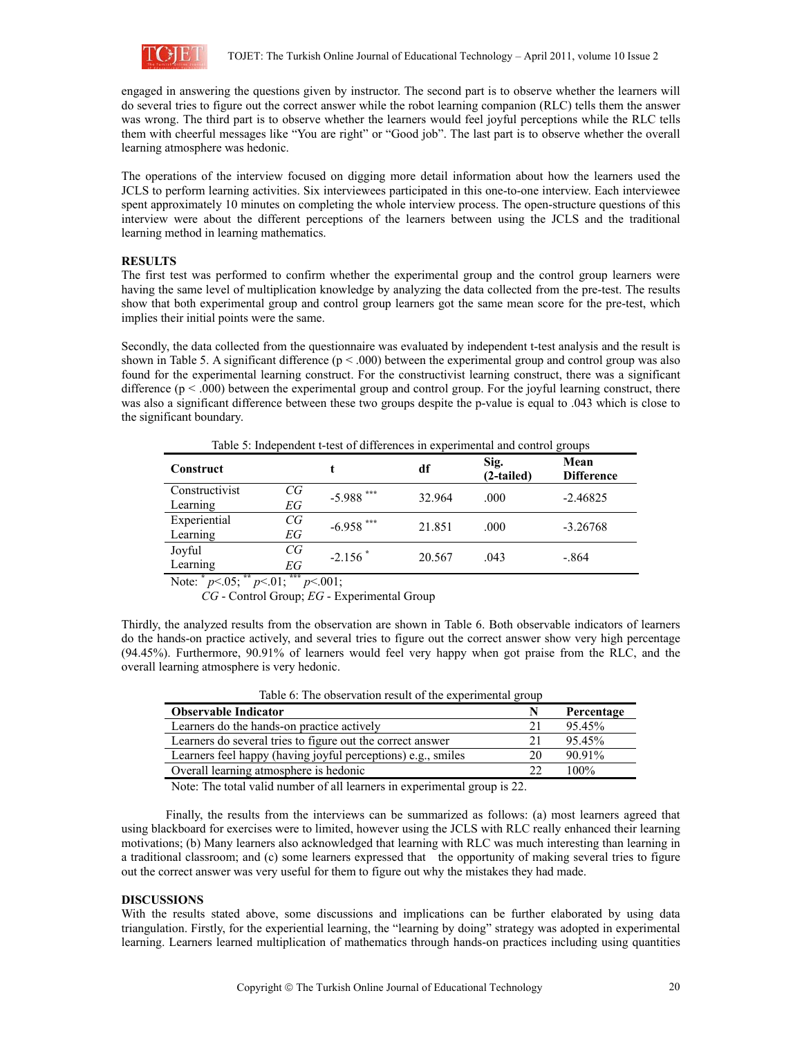engaged in answering the questions given by instructor. The second part is to observe whether the learners will do several tries to figure out the correct answer while the robot learning companion (RLC) tells them the answer was wrong. The third part is to observe whether the learners would feel joyful perceptions while the RLC tells them with cheerful messages like "You are right" or "Good job". The last part is to observe whether the overall learning atmosphere was hedonic.

The operations of the interview focused on digging more detail information about how the learners used the JCLS to perform learning activities. Six interviewees participated in this one-to-one interview. Each interviewee spent approximately 10 minutes on completing the whole interview process. The open-structure questions of this interview were about the different perceptions of the learners between using the JCLS and the traditional learning method in learning mathematics.

## RESULTS

The first test was performed to confirm whether the experimental group and the control group learners were having the same level of multiplication knowledge by analyzing the data collected from the pre-test. The results show that both experimental group and control group learners got the same mean score for the pre-test, which implies their initial points were the same.

Secondly, the data collected from the questionnaire was evaluated by independent t-test analysis and the result is shown in Table 5. A significant difference ($p < .000$) between the experimental group and control group was also found for the experimental learning construct. For the constructivist learning construct, there was a significant difference ($p < .000$) between the experimental group and control group. For the joyful learning construct, there was also a significant difference between these two groups despite the p-value is equal to .043 which is close to the significant boundary.

Table 5: Independent t-test of differences in experimental and control groups

| Construct | | t | df | Sig. (2-tailed) | Mean Difference |
|---|---|---|---|---|---|
| Constructivist Learning | *CG* / *EG* | $-5.988^{***}$ | 32.964 | .000 | -2.46825 |
| Experiential Learning | *CG* / *EG* | $-6.958^{***}$ | 21.851 | .000 | -3.26768 |
| Joyful Learning | *CG* / *EG* | $-2.156^{*}$ | 20.567 | .043 | -.864 |

Note: $^{*}p<.05$; $^{**}p<.01$; $^{***}p<.001$;
*CG* - Control Group; *EG* - Experimental Group

Thirdly, the analyzed results from the observation are shown in Table 6. Both observable indicators of learners do the hands-on practice actively, and several tries to figure out the correct answer show very high percentage (94.45%). Furthermore, 90.91% of learners would feel very happy when got praise from the RLC, and the overall learning atmosphere is very hedonic.

Table 6: The observation result of the experimental group

| Observable Indicator | N | Percentage |
|---|---|---|
| Learners do the hands-on practice actively | 21 | 95.45% |
| Learners do several tries to figure out the correct answer | 21 | 95.45% |
| Learners feel happy (having joyful perceptions) e.g., smiles | 20 | 90.91% |
| Overall learning atmosphere is hedonic | 22 | 100% |

Note: The total valid number of all learners in experimental group is 22.

Finally, the results from the interviews can be summarized as follows: (a) most learners agreed that using blackboard for exercises were to limited, however using the JCLS with RLC really enhanced their learning motivations; (b) Many learners also acknowledged that learning with RLC was much interesting than learning in a traditional classroom; and (c) some learners expressed that the opportunity of making several tries to figure out the correct answer was very useful for them to figure out why the mistakes they had made.

## DISCUSSIONS

With the results stated above, some discussions and implications can be further elaborated by using data triangulation. Firstly, for the experiential learning, the "learning by doing" strategy was adopted in experimental learning. Learners learned multiplication of mathematics through hands-on practices including using quantities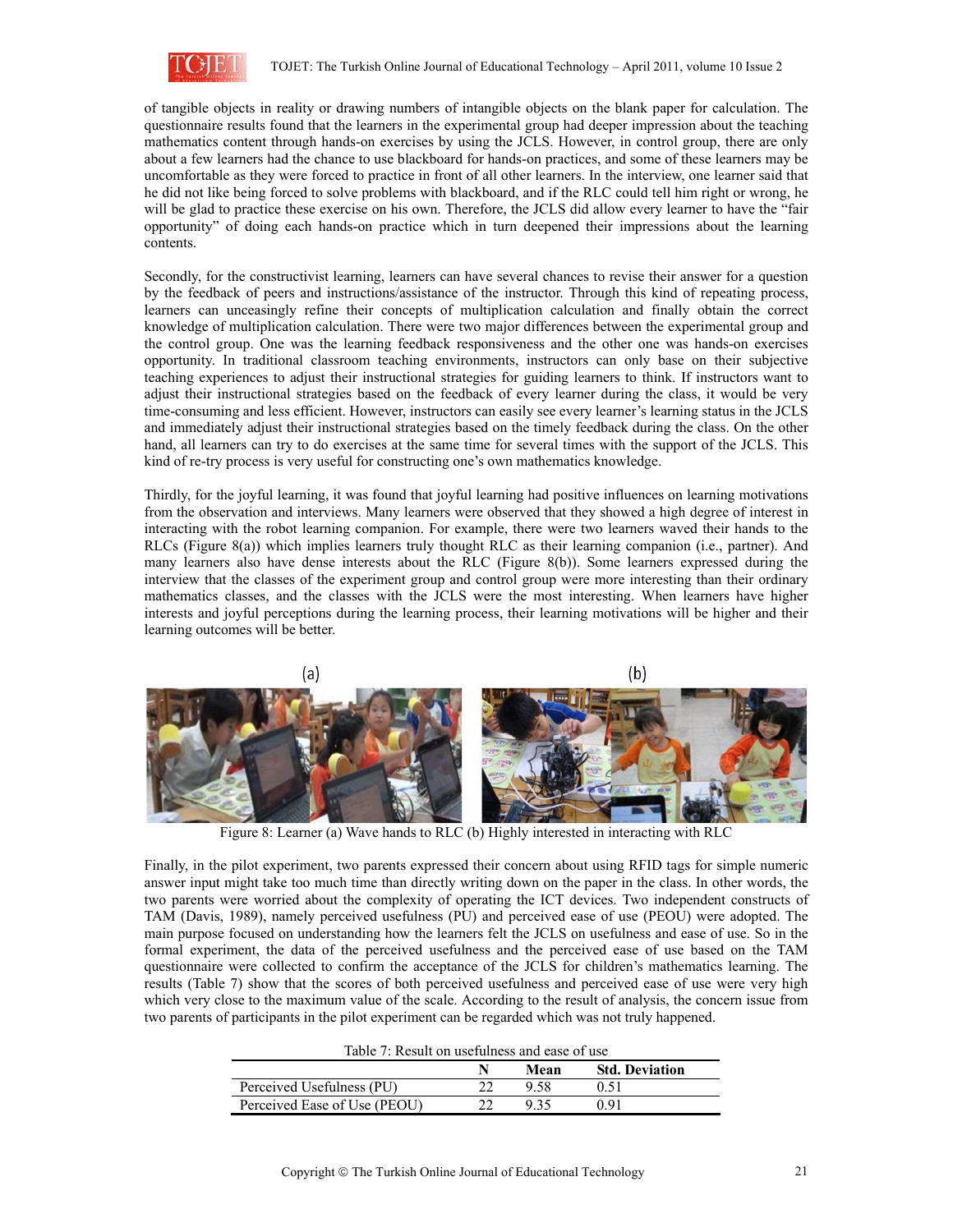of tangible objects in reality or drawing numbers of intangible objects on the blank paper for calculation. The questionnaire results found that the learners in the experimental group had deeper impression about the teaching mathematics content through hands-on exercises by using the JCLS. However, in control group, there are only about a few learners had the chance to use blackboard for hands-on practices, and some of these learners may be uncomfortable as they were forced to practice in front of all other learners. In the interview, one learner said that he did not like being forced to solve problems with blackboard, and if the RLC could tell him right or wrong, he will be glad to practice these exercise on his own. Therefore, the JCLS did allow every learner to have the "fair opportunity" of doing each hands-on practice which in turn deepened their impressions about the learning contents.

Secondly, for the constructivist learning, learners can have several chances to revise their answer for a question by the feedback of peers and instructions/assistance of the instructor. Through this kind of repeating process, learners can unceasingly refine their concepts of multiplication calculation and finally obtain the correct knowledge of multiplication calculation. There were two major differences between the experimental group and the control group. One was the learning feedback responsiveness and the other one was hands-on exercises opportunity. In traditional classroom teaching environments, instructors can only base on their subjective teaching experiences to adjust their instructional strategies for guiding learners to think. If instructors want to adjust their instructional strategies based on the feedback of every learner during the class, it would be very time-consuming and less efficient. However, instructors can easily see every learner's learning status in the JCLS and immediately adjust their instructional strategies based on the timely feedback during the class. On the other hand, all learners can try to do exercises at the same time for several times with the support of the JCLS. This kind of re-try process is very useful for constructing one's own mathematics knowledge.

Thirdly, for the joyful learning, it was found that joyful learning had positive influences on learning motivations from the observation and interviews. Many learners were observed that they showed a high degree of interest in interacting with the robot learning companion. For example, there were two learners waved their hands to the RLCs (Figure 8(a)) which implies learners truly thought RLC as their learning companion (i.e., partner). And many learners also have dense interests about the RLC (Figure 8(b)). Some learners expressed during the interview that the classes of the experiment group and control group were more interesting than their ordinary mathematics classes, and the classes with the JCLS were the most interesting. When learners have higher interests and joyful perceptions during the learning process, their learning motivations will be higher and their learning outcomes will be better.

Figure 8: Learner (a) Wave hands to RLC (b) Highly interested in interacting with RLC

Finally, in the pilot experiment, two parents expressed their concern about using RFID tags for simple numeric answer input might take too much time than directly writing down on the paper in the class. In other words, the two parents were worried about the complexity of operating the ICT devices. Two independent constructs of TAM (Davis, 1989), namely perceived usefulness (PU) and perceived ease of use (PEOU) were adopted. The main purpose focused on understanding how the learners felt the JCLS on usefulness and ease of use. So in the formal experiment, the data of the perceived usefulness and the perceived ease of use based on the TAM questionnaire were collected to confirm the acceptance of the JCLS for children's mathematics learning. The results (Table 7) show that the scores of both perceived usefulness and perceived ease of use were very high which very close to the maximum value of the scale. According to the result of analysis, the concern issue from two parents of participants in the pilot experiment can be regarded which was not truly happened.

Table 7: Result on usefulness and ease of use

| | N | Mean | Std. Deviation |
|---|---|---|---|
| Perceived Usefulness (PU) | 22 | 9.58 | 0.51 |
| Perceived Ease of Use (PEOU) | 22 | 9.35 | 0.91 |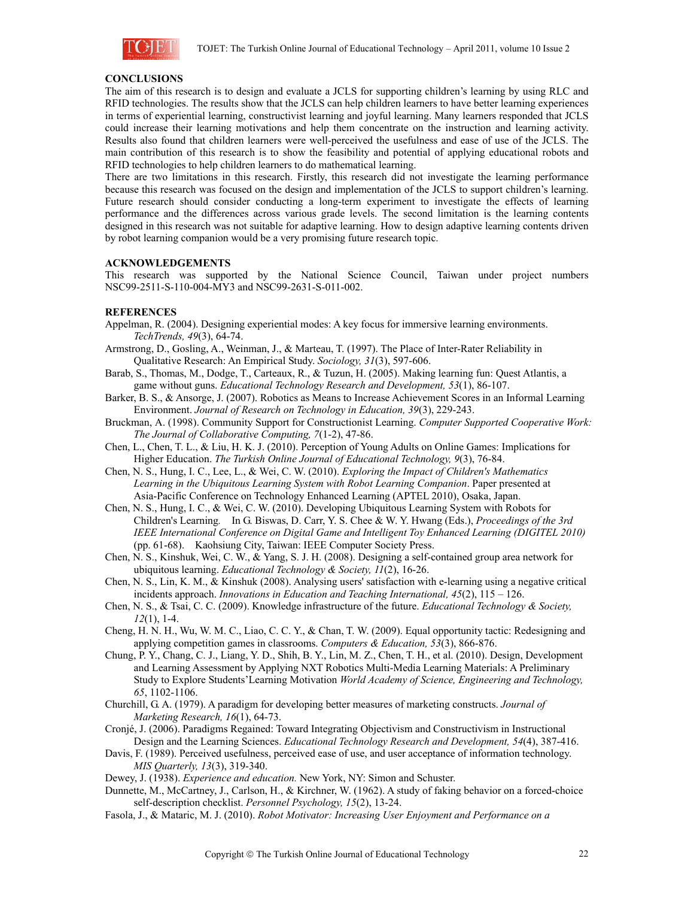## CONCLUSIONS

The aim of this research is to design and evaluate a JCLS for supporting children's learning by using RLC and RFID technologies. The results show that the JCLS can help children learners to have better learning experiences in terms of experiential learning, constructivist learning and joyful learning. Many learners responded that JCLS could increase their learning motivations and help them concentrate on the instruction and learning activity. Results also found that children learners were well-perceived the usefulness and ease of use of the JCLS. The main contribution of this research is to show the feasibility and potential of applying educational robots and RFID technologies to help children learners to do mathematical learning.

There are two limitations in this research. Firstly, this research did not investigate the learning performance because this research was focused on the design and implementation of the JCLS to support children's learning. Future research should consider conducting a long-term experiment to investigate the effects of learning performance and the differences across various grade levels. The second limitation is the learning contents designed in this research was not suitable for adaptive learning. How to design adaptive learning contents driven by robot learning companion would be a very promising future research topic.

## ACKNOWLEDGEMENTS

This research was supported by the National Science Council, Taiwan under project numbers NSC99-2511-S-110-004-MY3 and NSC99-2631-S-011-002.

## REFERENCES

Appelman, R. (2004). Designing experiential modes: A key focus for immersive learning environments. *TechTrends, 49*(3), 64-74.

Armstrong, D., Gosling, A., Weinman, J., & Marteau, T. (1997). The Place of Inter-Rater Reliability in Qualitative Research: An Empirical Study. *Sociology, 31*(3), 597-606.

Barab, S., Thomas, M., Dodge, T., Carteaux, R., & Tuzun, H. (2005). Making learning fun: Quest Atlantis, a game without guns. *Educational Technology Research and Development, 53*(1), 86-107.

Barker, B. S., & Ansorge, J. (2007). Robotics as Means to Increase Achievement Scores in an Informal Learning Environment. *Journal of Research on Technology in Education, 39*(3), 229-243.

Bruckman, A. (1998). Community Support for Constructionist Learning. *Computer Supported Cooperative Work: The Journal of Collaborative Computing, 7*(1-2), 47-86.

Chen, L., Chen, T. L., & Liu, H. K. J. (2010). Perception of Young Adults on Online Games: Implications for Higher Education. *The Turkish Online Journal of Educational Technology, 9*(3), 76-84.

Chen, N. S., Hung, I. C., Lee, L., & Wei, C. W. (2010). *Exploring the Impact of Children's Mathematics Learning in the Ubiquitous Learning System with Robot Learning Companion*. Paper presented at Asia-Pacific Conference on Technology Enhanced Learning (APTEL 2010), Osaka, Japan.

Chen, N. S., Hung, I. C., & Wei, C. W. (2010). Developing Ubiquitous Learning System with Robots for Children's Learning. In G. Biswas, D. Carr, Y. S. Chee & W. Y. Hwang (Eds.), *Proceedings of the 3rd IEEE International Conference on Digital Game and Intelligent Toy Enhanced Learning (DIGITEL 2010)* (pp. 61-68). Kaohsiung City, Taiwan: IEEE Computer Society Press.

Chen, N. S., Kinshuk, Wei, C. W., & Yang, S. J. H. (2008). Designing a self-contained group area network for ubiquitous learning. *Educational Technology & Society, 11*(2), 16-26.

Chen, N. S., Lin, K. M., & Kinshuk (2008). Analysing users' satisfaction with e-learning using a negative critical incidents approach. *Innovations in Education and Teaching International, 45*(2), 115 – 126.

Chen, N. S., & Tsai, C. C. (2009). Knowledge infrastructure of the future. *Educational Technology & Society, 12*(1), 1-4.

Cheng, H. N. H., Wu, W. M. C., Liao, C. C. Y., & Chan, T. W. (2009). Equal opportunity tactic: Redesigning and applying competition games in classrooms. *Computers & Education, 53*(3), 866-876.

Chung, P. Y., Chang, C. J., Liang, Y. D., Shih, B. Y., Lin, M. Z., Chen, T. H., et al. (2010). Design, Development and Learning Assessment by Applying NXT Robotics Multi-Media Learning Materials: A Preliminary Study to Explore Students'Learning Motivation *World Academy of Science, Engineering and Technology, 65*, 1102-1106.

Churchill, G. A. (1979). A paradigm for developing better measures of marketing constructs. *Journal of Marketing Research, 16*(1), 64-73.

Cronjé, J. (2006). Paradigms Regained: Toward Integrating Objectivism and Constructivism in Instructional Design and the Learning Sciences. *Educational Technology Research and Development, 54*(4), 387-416.

Davis, F. (1989). Perceived usefulness, perceived ease of use, and user acceptance of information technology. *MIS Quarterly, 13*(3), 319-340.

Dewey, J. (1938). *Experience and education.* New York, NY: Simon and Schuster.

Dunnette, M., McCartney, J., Carlson, H., & Kirchner, W. (1962). A study of faking behavior on a forced-choice self-description checklist. *Personnel Psychology, 15*(2), 13-24.

Fasola, J., & Mataric, M. J. (2010). *Robot Motivator: Increasing User Enjoyment and Performance on a*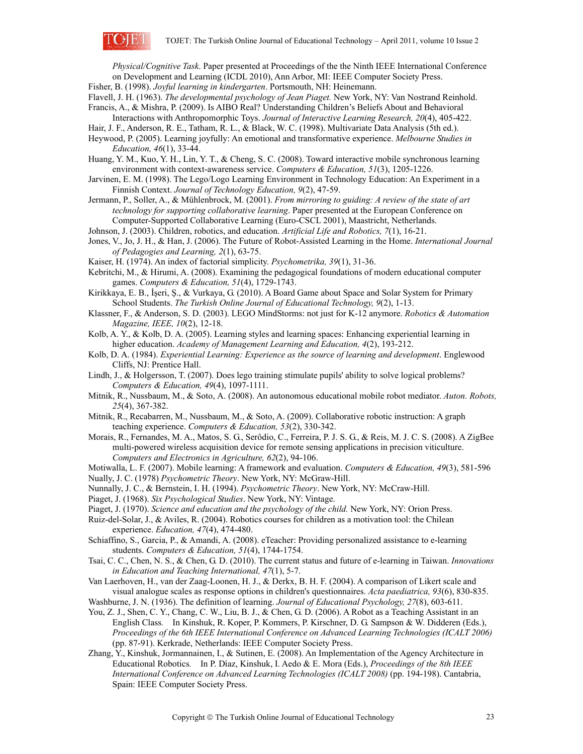*Physical/Cognitive Task*. Paper presented at Proceedings of the the Ninth IEEE International Conference on Development and Learning (ICDL 2010), Ann Arbor, MI: IEEE Computer Society Press.

Fisher, B. (1998). *Joyful learning in kindergarten*. Portsmouth, NH: Heinemann.

Flavell, J. H. (1963). *The developmental psychology of Jean Piaget.* New York, NY: Van Nostrand Reinhold.

Francis, A., & Mishra, P. (2009). Is AIBO Real? Understanding Children's Beliefs About and Behavioral Interactions with Anthropomorphic Toys. *Journal of Interactive Learning Research, 20*(4), 405-422.

Hair, J. F., Anderson, R. E., Tatham, R. L., & Black, W. C. (1998). Multivariate Data Analysis (5th ed.).

Heywood, P. (2005). Learning joyfully: An emotional and transformative experience. *Melbourne Studies in Education, 46*(1), 33-44.

Huang, Y. M., Kuo, Y. H., Lin, Y. T., & Cheng, S. C. (2008). Toward interactive mobile synchronous learning environment with context-awareness service. *Computers & Education, 51*(3), 1205-1226.

Jarvinen, E. M. (1998). The Lego/Logo Learning Environment in Technology Education: An Experiment in a Finnish Context. *Journal of Technology Education, 9*(2), 47-59.

Jermann, P., Soller, A., & Mühlenbrock, M. (2001). *From mirroring to guiding: A review of the state of art technology for supporting collaborative learning*. Paper presented at the European Conference on Computer-Supported Collaborative Learning (Euro-CSCL 2001), Maastricht, Netherlands.

Johnson, J. (2003). Children, robotics, and education. *Artificial Life and Robotics, 7*(1), 16-21.

Jones, V., Jo, J. H., & Han, J. (2006). The Future of Robot-Assisted Learning in the Home. *International Journal of Pedagogies and Learning, 2*(1), 63-75.

Kaiser, H. (1974). An index of factorial simplicity. *Psychometrika, 39*(1), 31-36.

Kebritchi, M., & Hirumi, A. (2008). Examining the pedagogical foundations of modern educational computer games. *Computers & Education, 51*(4), 1729-1743.

Kirikkaya, E. B., İşeri, Ş., & Vurkaya, G. (2010). A Board Game about Space and Solar System for Primary School Students. *The Turkish Online Journal of Educational Technology, 9*(2), 1-13.

Klassner, F., & Anderson, S. D. (2003). LEGO MindStorms: not just for K-12 anymore. *Robotics & Automation Magazine, IEEE, 10*(2), 12-18.

Kolb, A. Y., & Kolb, D. A. (2005). Learning styles and learning spaces: Enhancing experiential learning in higher education. *Academy of Management Learning and Education, 4*(2), 193-212.

Kolb, D. A. (1984). *Experiential Learning: Experience as the source of learning and development*. Englewood Cliffs, NJ: Prentice Hall.

Lindh, J., & Holgersson, T. (2007). Does lego training stimulate pupils' ability to solve logical problems? *Computers & Education, 49*(4), 1097-1111.

Mitnik, R., Nussbaum, M., & Soto, A. (2008). An autonomous educational mobile robot mediator. *Auton. Robots, 25*(4), 367-382.

Mitnik, R., Recabarren, M., Nussbaum, M., & Soto, A. (2009). Collaborative robotic instruction: A graph teaching experience. *Computers & Education, 53*(2), 330-342.

Morais, R., Fernandes, M. A., Matos, S. G., Serôdio, C., Ferreira, P. J. S. G., & Reis, M. J. C. S. (2008). A ZigBee multi-powered wireless acquisition device for remote sensing applications in precision viticulture. *Computers and Electronics in Agriculture, 62*(2), 94-106.

Motiwalla, L. F. (2007). Mobile learning: A framework and evaluation. *Computers & Education, 49*(3), 581-596

Nually, J. C. (1978) *Psychometric Theory*. New York, NY: McGraw-Hill.

Nunnally, J. C., & Bernstein, I. H. (1994). *Psychometric Theory*. New York, NY: McCraw-Hill.

Piaget, J. (1968). *Six Psychological Studies*. New York, NY: Vintage.

Piaget, J. (1970). *Science and education and the psychology of the child.* New York, NY: Orion Press.

Ruiz-del-Solar, J., & Aviles, R. (2004). Robotics courses for children as a motivation tool: the Chilean experience. *Education, 47*(4), 474-480.

Schiaffino, S., Garcia, P., & Amandi, A. (2008). eTeacher: Providing personalized assistance to e-learning students. *Computers & Education, 51*(4), 1744-1754.

Tsai, C. C., Chen, N. S., & Chen, G. D. (2010). The current status and future of e-learning in Taiwan. *Innovations in Education and Teaching International, 47*(1), 5-7.

Van Laerhoven, H., van der Zaag-Loonen, H. J., & Derkx, B. H. F. (2004). A comparison of Likert scale and visual analogue scales as response options in children's questionnaires. *Acta paediatrica, 93*(6), 830-835.

Washburne, J. N. (1936). The definition of learning. *Journal of Educational Psychology, 27*(8), 603-611.

You, Z. J., Shen, C. Y., Chang, C. W., Liu, B. J., & Chen, G. D. (2006). A Robot as a Teaching Assistant in an English Class. In Kinshuk, R. Koper, P. Kommers, P. Kirschner, D. G. Sampson & W. Didderen (Eds.), *Proceedings of the 6th IEEE International Conference on Advanced Learning Technologies (ICALT 2006)* (pp. 87-91). Kerkrade, Netherlands: IEEE Computer Society Press.

Zhang, Y., Kinshuk, Jormannainen, I., & Sutinen, E. (2008). An Implementation of the Agency Architecture in Educational Robotics. In P. Díaz, Kinshuk, I. Aedo & E. Mora (Eds.), *Proceedings of the 8th IEEE International Conference on Advanced Learning Technologies (ICALT 2008)* (pp. 194-198). Cantabria, Spain: IEEE Computer Society Press.